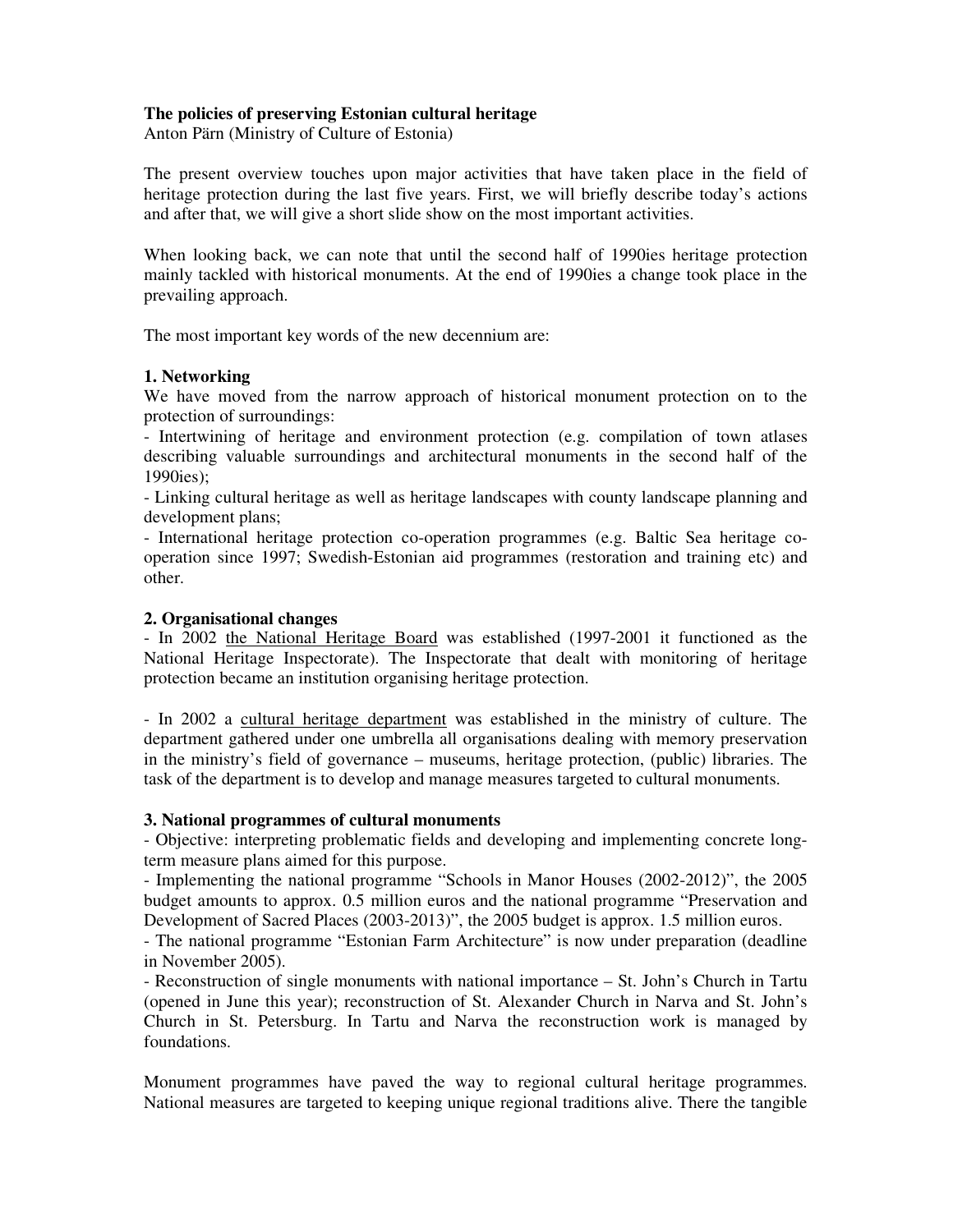**The policies of preserving Estonian cultural heritage**
Anton Pärn (Ministry of Culture of Estonia)

The present overview touches upon major activities that have taken place in the field of heritage protection during the last five years. First, we will briefly describe today's actions and after that, we will give a short slide show on the most important activities.

When looking back, we can note that until the second half of 1990ies heritage protection mainly tackled with historical monuments. At the end of 1990ies a change took place in the prevailing approach.

The most important key words of the new decennium are:

**1. Networking**

We have moved from the narrow approach of historical monument protection on to the protection of surroundings:

- Intertwining of heritage and environment protection (e.g. compilation of town atlases describing valuable surroundings and architectural monuments in the second half of the 1990ies);
- Linking cultural heritage as well as heritage landscapes with county landscape planning and development plans;
- International heritage protection co-operation programmes (e.g. Baltic Sea heritage co-operation since 1997; Swedish-Estonian aid programmes (restoration and training etc) and other.

**2. Organisational changes**

- In 2002 the National Heritage Board was established (1997-2001 it functioned as the National Heritage Inspectorate). The Inspectorate that dealt with monitoring of heritage protection became an institution organising heritage protection.

- In 2002 a cultural heritage department was established in the ministry of culture. The department gathered under one umbrella all organisations dealing with memory preservation in the ministry's field of governance – museums, heritage protection, (public) libraries. The task of the department is to develop and manage measures targeted to cultural monuments.

**3. National programmes of cultural monuments**

- Objective: interpreting problematic fields and developing and implementing concrete long-term measure plans aimed for this purpose.
- Implementing the national programme "Schools in Manor Houses (2002-2012)", the 2005 budget amounts to approx. 0.5 million euros and the national programme "Preservation and Development of Sacred Places (2003-2013)", the 2005 budget is approx. 1.5 million euros.
- The national programme "Estonian Farm Architecture" is now under preparation (deadline in November 2005).
- Reconstruction of single monuments with national importance – St. John's Church in Tartu (opened in June this year); reconstruction of St. Alexander Church in Narva and St. John's Church in St. Petersburg. In Tartu and Narva the reconstruction work is managed by foundations.

Monument programmes have paved the way to regional cultural heritage programmes. National measures are targeted to keeping unique regional traditions alive. There the tangible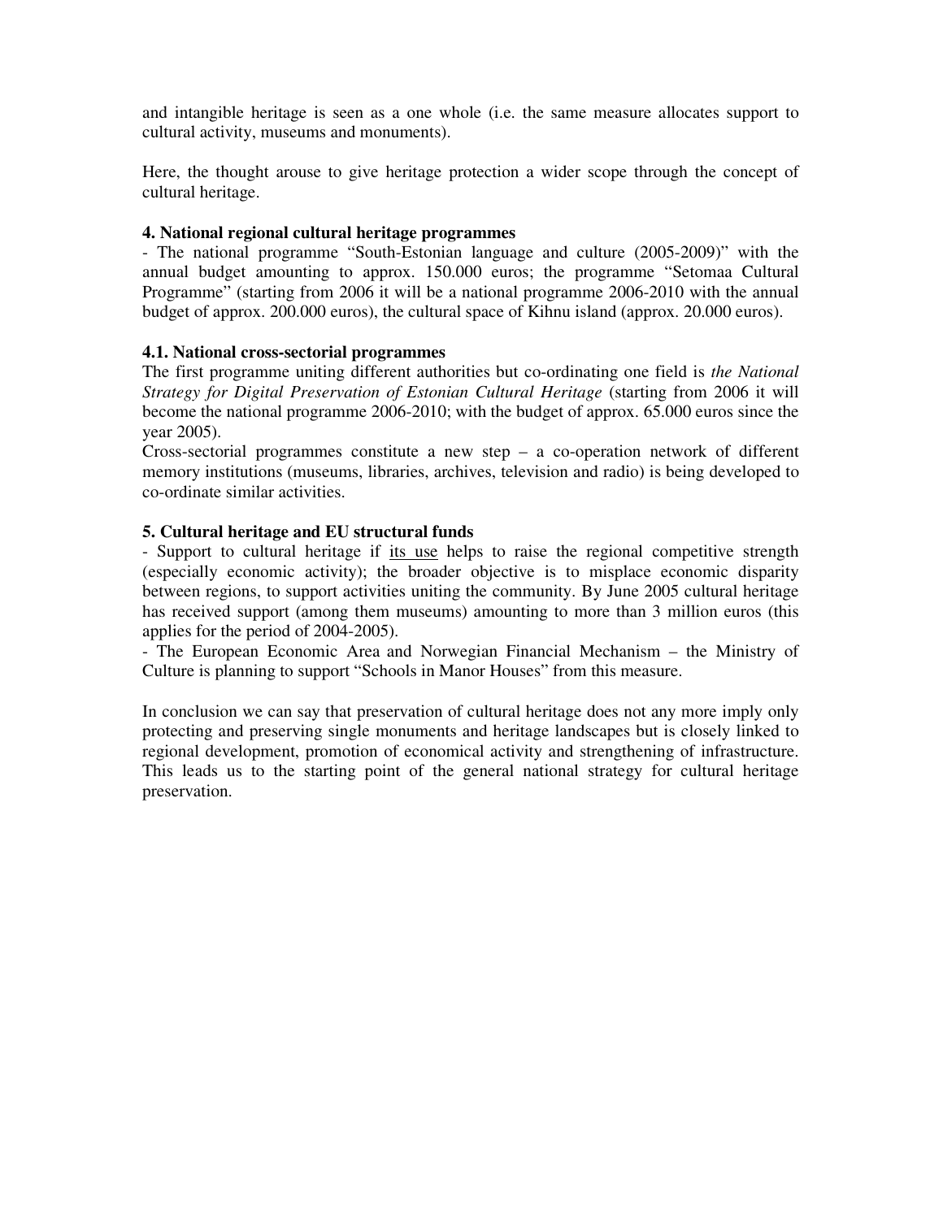and intangible heritage is seen as a one whole (i.e. the same measure allocates support to cultural activity, museums and monuments).

Here, the thought arouse to give heritage protection a wider scope through the concept of cultural heritage.

**4. National regional cultural heritage programmes**

- The national programme "South-Estonian language and culture (2005-2009)" with the annual budget amounting to approx. 150.000 euros; the programme "Setomaa Cultural Programme" (starting from 2006 it will be a national programme 2006-2010 with the annual budget of approx. 200.000 euros), the cultural space of Kihnu island (approx. 20.000 euros).

**4.1. National cross-sectorial programmes**

The first programme uniting different authorities but co-ordinating one field is *the National Strategy for Digital Preservation of Estonian Cultural Heritage* (starting from 2006 it will become the national programme 2006-2010; with the budget of approx. 65.000 euros since the year 2005).

Cross-sectorial programmes constitute a new step – a co-operation network of different memory institutions (museums, libraries, archives, television and radio) is being developed to co-ordinate similar activities.

**5. Cultural heritage and EU structural funds**

- Support to cultural heritage if <u>its use</u> helps to raise the regional competitive strength (especially economic activity); the broader objective is to misplace economic disparity between regions, to support activities uniting the community. By June 2005 cultural heritage has received support (among them museums) amounting to more than 3 million euros (this applies for the period of 2004-2005).
- The European Economic Area and Norwegian Financial Mechanism – the Ministry of Culture is planning to support "Schools in Manor Houses" from this measure.

In conclusion we can say that preservation of cultural heritage does not any more imply only protecting and preserving single monuments and heritage landscapes but is closely linked to regional development, promotion of economical activity and strengthening of infrastructure. This leads us to the starting point of the general national strategy for cultural heritage preservation.